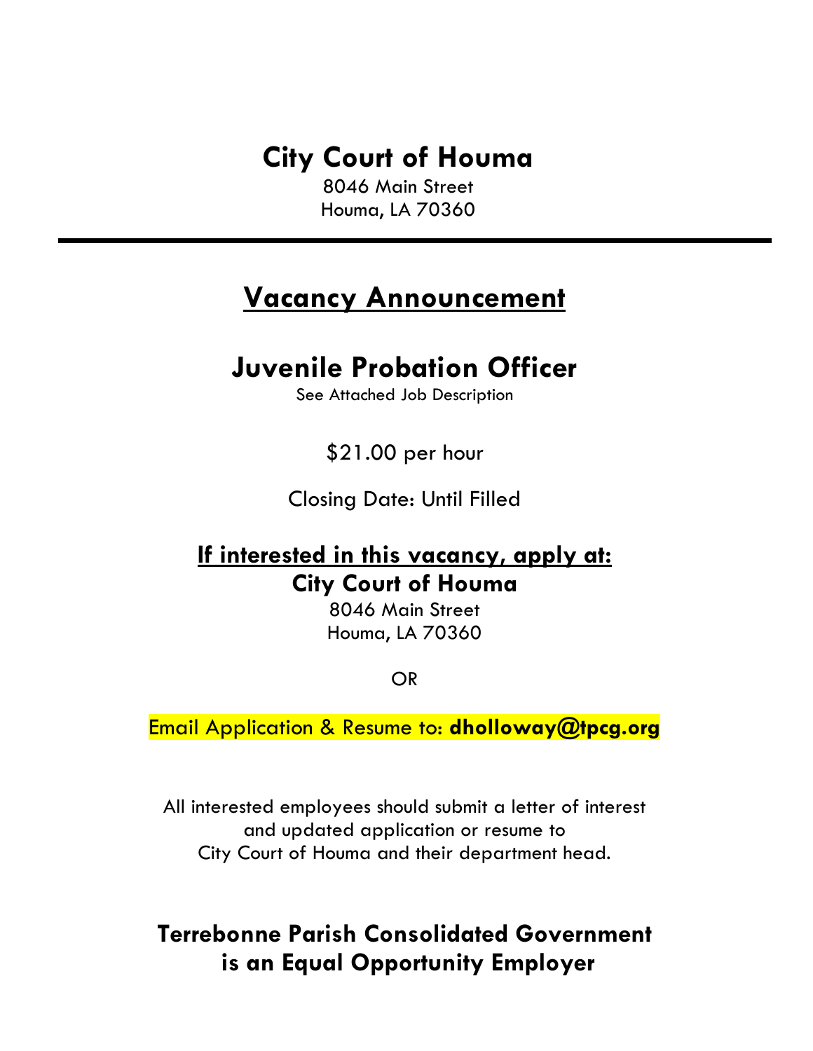# City Court of Houma

8046 Main Street
Houma, LA 70360

---

## Vacancy Announcement

## Juvenile Probation Officer

See Attached Job Description

$21.00 per hour

Closing Date: Until Filled

**If interested in this vacancy, apply at:**

**City Court of Houma**
8046 Main Street
Houma, LA 70360

OR

Email Application & Resume to: **dholloway@tpcg.org**

All interested employees should submit a letter of interest and updated application or resume to City Court of Houma and their department head.

**Terrebonne Parish Consolidated Government is an Equal Opportunity Employer**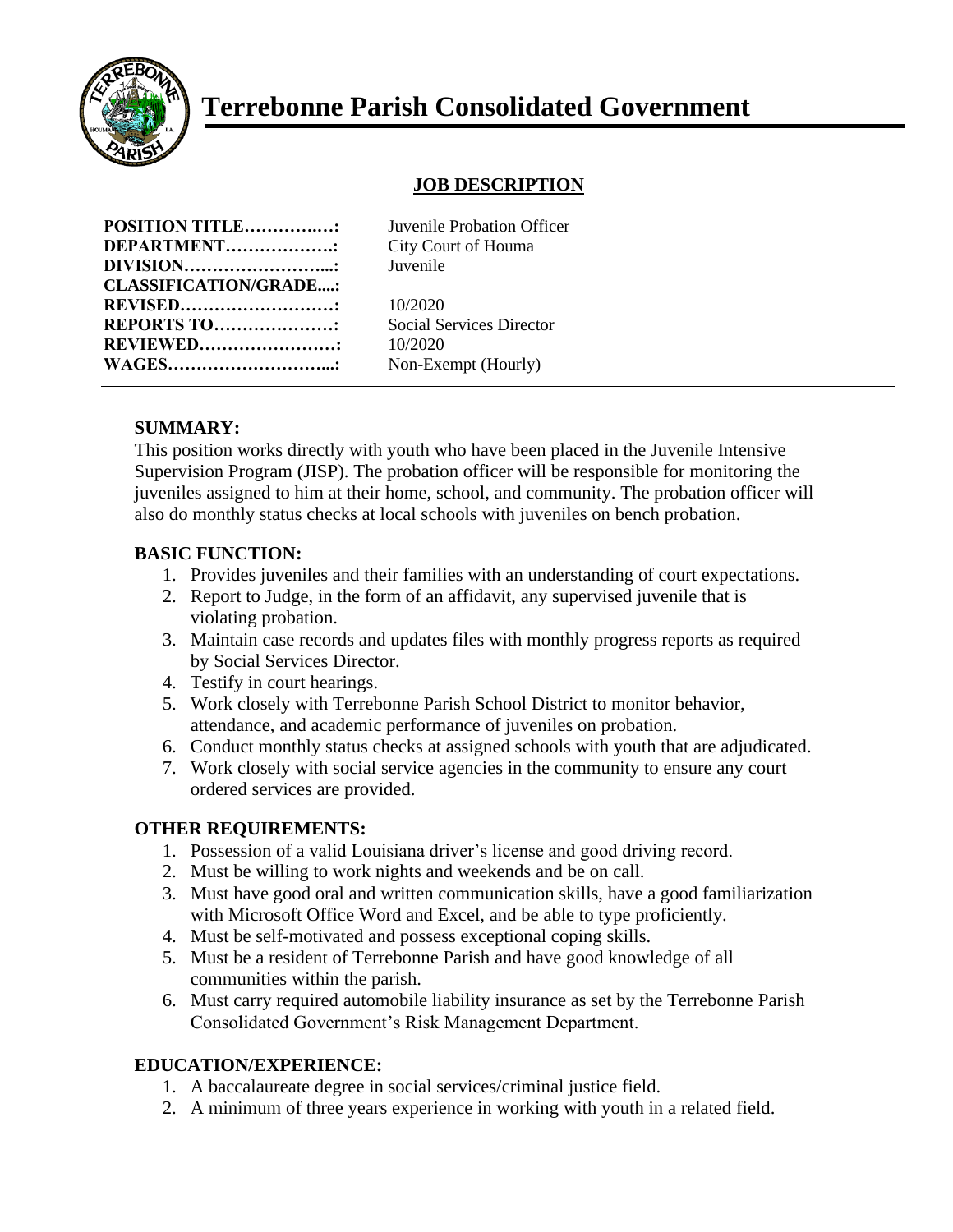# Terrebonne Parish Consolidated Government

## JOB DESCRIPTION

| | |
|---|---|
| **POSITION TITLE…………..…:** | Juvenile Probation Officer |
| **DEPARTMENT……………….:** | City Court of Houma |
| **DIVISION……………………...:** | Juvenile |
| **CLASSIFICATION/GRADE....:** | |
| **REVISED………………………:** | 10/2020 |
| **REPORTS TO…………………:** | Social Services Director |
| **REVIEWED……………………:** | 10/2020 |
| **WAGES………………………...:** | Non-Exempt (Hourly) |

### SUMMARY:

This position works directly with youth who have been placed in the Juvenile Intensive Supervision Program (JISP). The probation officer will be responsible for monitoring the juveniles assigned to him at their home, school, and community. The probation officer will also do monthly status checks at local schools with juveniles on bench probation.

### BASIC FUNCTION:

1. Provides juveniles and their families with an understanding of court expectations.
2. Report to Judge, in the form of an affidavit, any supervised juvenile that is violating probation.
3. Maintain case records and updates files with monthly progress reports as required by Social Services Director.
4. Testify in court hearings.
5. Work closely with Terrebonne Parish School District to monitor behavior, attendance, and academic performance of juveniles on probation.
6. Conduct monthly status checks at assigned schools with youth that are adjudicated.
7. Work closely with social service agencies in the community to ensure any court ordered services are provided.

### OTHER REQUIREMENTS:

1. Possession of a valid Louisiana driver's license and good driving record.
2. Must be willing to work nights and weekends and be on call.
3. Must have good oral and written communication skills, have a good familiarization with Microsoft Office Word and Excel, and be able to type proficiently.
4. Must be self-motivated and possess exceptional coping skills.
5. Must be a resident of Terrebonne Parish and have good knowledge of all communities within the parish.
6. Must carry required automobile liability insurance as set by the Terrebonne Parish Consolidated Government's Risk Management Department.

### EDUCATION/EXPERIENCE:

1. A baccalaureate degree in social services/criminal justice field.
2. A minimum of three years experience in working with youth in a related field.